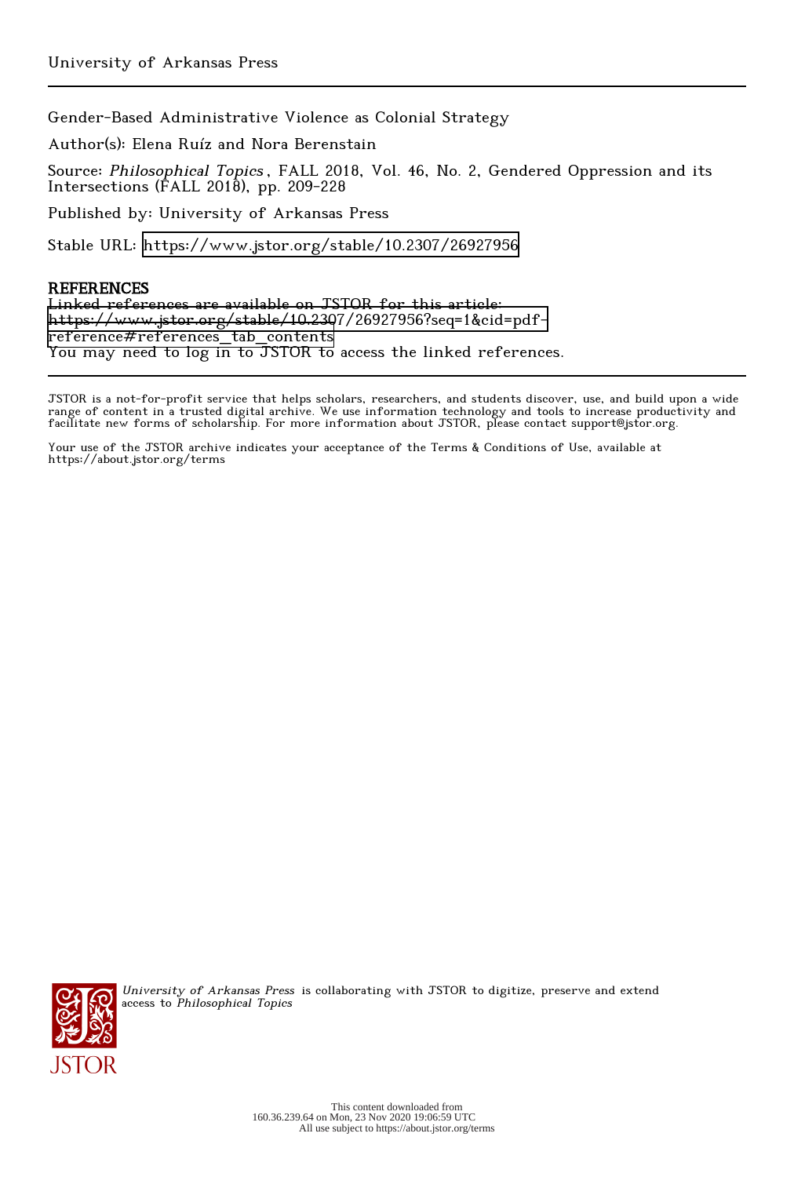University of Arkansas Press

Gender-Based Administrative Violence as Colonial Strategy

Author(s): Elena Ruíz and Nora Berenstain

Source: *Philosophical Topics*, FALL 2018, Vol. 46, No. 2, Gendered Oppression and its Intersections (FALL 2018), pp. 209-228

Published by: University of Arkansas Press

Stable URL: https://www.jstor.org/stable/10.2307/26927956

## REFERENCES

Linked references are available on JSTOR for this article:
https://www.jstor.org/stable/10.2307/26927956?seq=1&cid=pdf-reference#references_tab_contents
You may need to log in to JSTOR to access the linked references.

JSTOR is a not-for-profit service that helps scholars, researchers, and students discover, use, and build upon a wide range of content in a trusted digital archive. We use information technology and tools to increase productivity and facilitate new forms of scholarship. For more information about JSTOR, please contact support@jstor.org.

Your use of the JSTOR archive indicates your acceptance of the Terms & Conditions of Use, available at https://about.jstor.org/terms

*University of Arkansas Press* is collaborating with JSTOR to digitize, preserve and extend access to *Philosophical Topics*

This content downloaded from 160.36.239.64 on Mon, 23 Nov 2020 19:06:59 UTC
All use subject to https://about.jstor.org/terms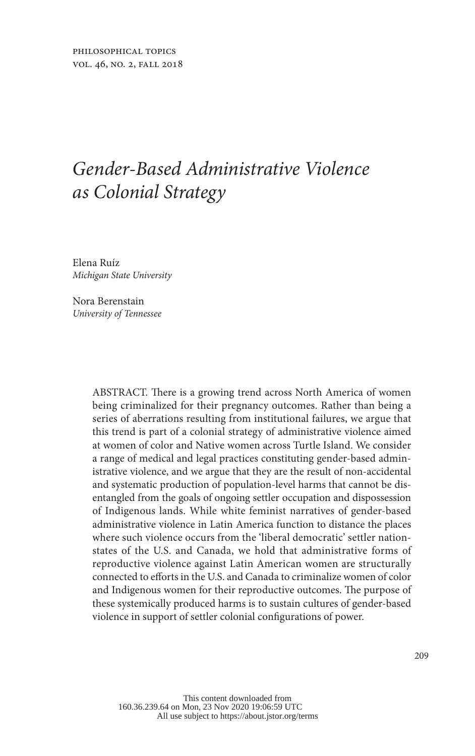# *Gender-Based Administrative Violence as Colonial Strategy*

Elena Ruíz
*Michigan State University*

Nora Berenstain
*University of Tennessee*

ABSTRACT. There is a growing trend across North America of women being criminalized for their pregnancy outcomes. Rather than being a series of aberrations resulting from institutional failures, we argue that this trend is part of a colonial strategy of administrative violence aimed at women of color and Native women across Turtle Island. We consider a range of medical and legal practices constituting gender-based administrative violence, and we argue that they are the result of non-accidental and systematic production of population-level harms that cannot be disentangled from the goals of ongoing settler occupation and dispossession of Indigenous lands. While white feminist narratives of gender-based administrative violence in Latin America function to distance the places where such violence occurs from the 'liberal democratic' settler nation-states of the U.S. and Canada, we hold that administrative forms of reproductive violence against Latin American women are structurally connected to efforts in the U.S. and Canada to criminalize women of color and Indigenous women for their reproductive outcomes. The purpose of these systemically produced harms is to sustain cultures of gender-based violence in support of settler colonial configurations of power.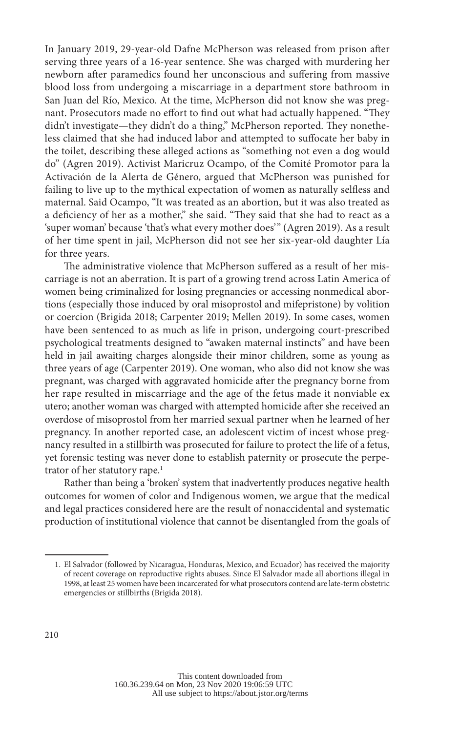In January 2019, 29-year-old Dafne McPherson was released from prison after serving three years of a 16-year sentence. She was charged with murdering her newborn after paramedics found her unconscious and suffering from massive blood loss from undergoing a miscarriage in a department store bathroom in San Juan del Río, Mexico. At the time, McPherson did not know she was pregnant. Prosecutors made no effort to find out what had actually happened. "They didn't investigate—they didn't do a thing," McPherson reported. They nonetheless claimed that she had induced labor and attempted to suffocate her baby in the toilet, describing these alleged actions as "something not even a dog would do" (Agren 2019). Activist Maricruz Ocampo, of the Comité Promotor para la Activación de la Alerta de Género, argued that McPherson was punished for failing to live up to the mythical expectation of women as naturally selfless and maternal. Said Ocampo, "It was treated as an abortion, but it was also treated as a deficiency of her as a mother," she said. "They said that she had to react as a 'super woman' because 'that's what every mother does'" (Agren 2019). As a result of her time spent in jail, McPherson did not see her six-year-old daughter Lía for three years.

The administrative violence that McPherson suffered as a result of her miscarriage is not an aberration. It is part of a growing trend across Latin America of women being criminalized for losing pregnancies or accessing nonmedical abortions (especially those induced by oral misoprostol and mifepristone) by volition or coercion (Brigida 2018; Carpenter 2019; Mellen 2019). In some cases, women have been sentenced to as much as life in prison, undergoing court-prescribed psychological treatments designed to "awaken maternal instincts" and have been held in jail awaiting charges alongside their minor children, some as young as three years of age (Carpenter 2019). One woman, who also did not know she was pregnant, was charged with aggravated homicide after the pregnancy borne from her rape resulted in miscarriage and the age of the fetus made it nonviable ex utero; another woman was charged with attempted homicide after she received an overdose of misoprostol from her married sexual partner when he learned of her pregnancy. In another reported case, an adolescent victim of incest whose pregnancy resulted in a stillbirth was prosecuted for failure to protect the life of a fetus, yet forensic testing was never done to establish paternity or prosecute the perpetrator of her statutory rape.[1]

Rather than being a 'broken' system that inadvertently produces negative health outcomes for women of color and Indigenous women, we argue that the medical and legal practices considered here are the result of nonaccidental and systematic production of institutional violence that cannot be disentangled from the goals of

---

1. El Salvador (followed by Nicaragua, Honduras, Mexico, and Ecuador) has received the majority of recent coverage on reproductive rights abuses. Since El Salvador made all abortions illegal in 1998, at least 25 women have been incarcerated for what prosecutors contend are late-term obstetric emergencies or stillbirths (Brigida 2018).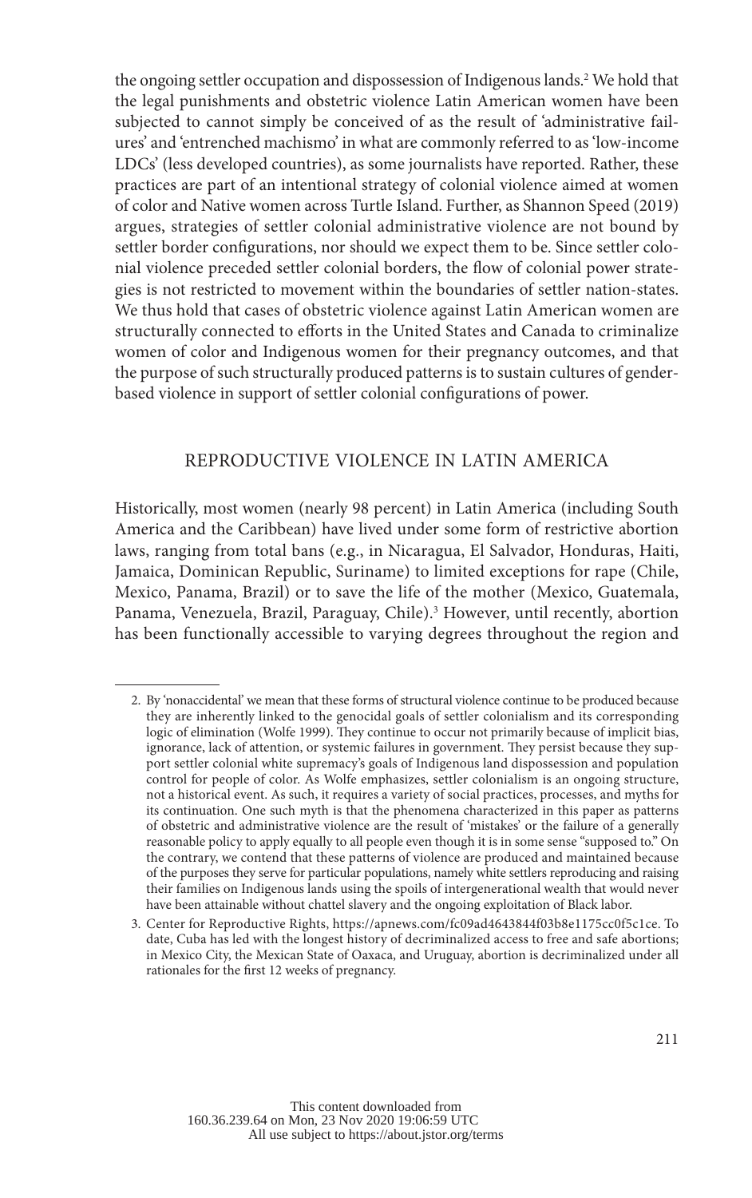the ongoing settler occupation and dispossession of Indigenous lands.[2] We hold that the legal punishments and obstetric violence Latin American women have been subjected to cannot simply be conceived of as the result of 'administrative failures' and 'entrenched machismo' in what are commonly referred to as 'low-income LDCs' (less developed countries), as some journalists have reported. Rather, these practices are part of an intentional strategy of colonial violence aimed at women of color and Native women across Turtle Island. Further, as Shannon Speed (2019) argues, strategies of settler colonial administrative violence are not bound by settler border configurations, nor should we expect them to be. Since settler colonial violence preceded settler colonial borders, the flow of colonial power strategies is not restricted to movement within the boundaries of settler nation-states. We thus hold that cases of obstetric violence against Latin American women are structurally connected to efforts in the United States and Canada to criminalize women of color and Indigenous women for their pregnancy outcomes, and that the purpose of such structurally produced patterns is to sustain cultures of gender-based violence in support of settler colonial configurations of power.

## REPRODUCTIVE VIOLENCE IN LATIN AMERICA

Historically, most women (nearly 98 percent) in Latin America (including South America and the Caribbean) have lived under some form of restrictive abortion laws, ranging from total bans (e.g., in Nicaragua, El Salvador, Honduras, Haiti, Jamaica, Dominican Republic, Suriname) to limited exceptions for rape (Chile, Mexico, Panama, Brazil) or to save the life of the mother (Mexico, Guatemala, Panama, Venezuela, Brazil, Paraguay, Chile).[3] However, until recently, abortion has been functionally accessible to varying degrees throughout the region and

---

2. By 'nonaccidental' we mean that these forms of structural violence continue to be produced because they are inherently linked to the genocidal goals of settler colonialism and its corresponding logic of elimination (Wolfe 1999). They continue to occur not primarily because of implicit bias, ignorance, lack of attention, or systemic failures in government. They persist because they support settler colonial white supremacy's goals of Indigenous land dispossession and population control for people of color. As Wolfe emphasizes, settler colonialism is an ongoing structure, not a historical event. As such, it requires a variety of social practices, processes, and myths for its continuation. One such myth is that the phenomena characterized in this paper as patterns of obstetric and administrative violence are the result of 'mistakes' or the failure of a generally reasonable policy to apply equally to all people even though it is in some sense "supposed to." On the contrary, we contend that these patterns of violence are produced and maintained because of the purposes they serve for particular populations, namely white settlers reproducing and raising their families on Indigenous lands using the spoils of intergenerational wealth that would never have been attainable without chattel slavery and the ongoing exploitation of Black labor.

3. Center for Reproductive Rights, https://apnews.com/fc09ad4643844f03b8e1175cc0f5c1ce. To date, Cuba has led with the longest history of decriminalized access to free and safe abortions; in Mexico City, the Mexican State of Oaxaca, and Uruguay, abortion is decriminalized under all rationales for the first 12 weeks of pregnancy.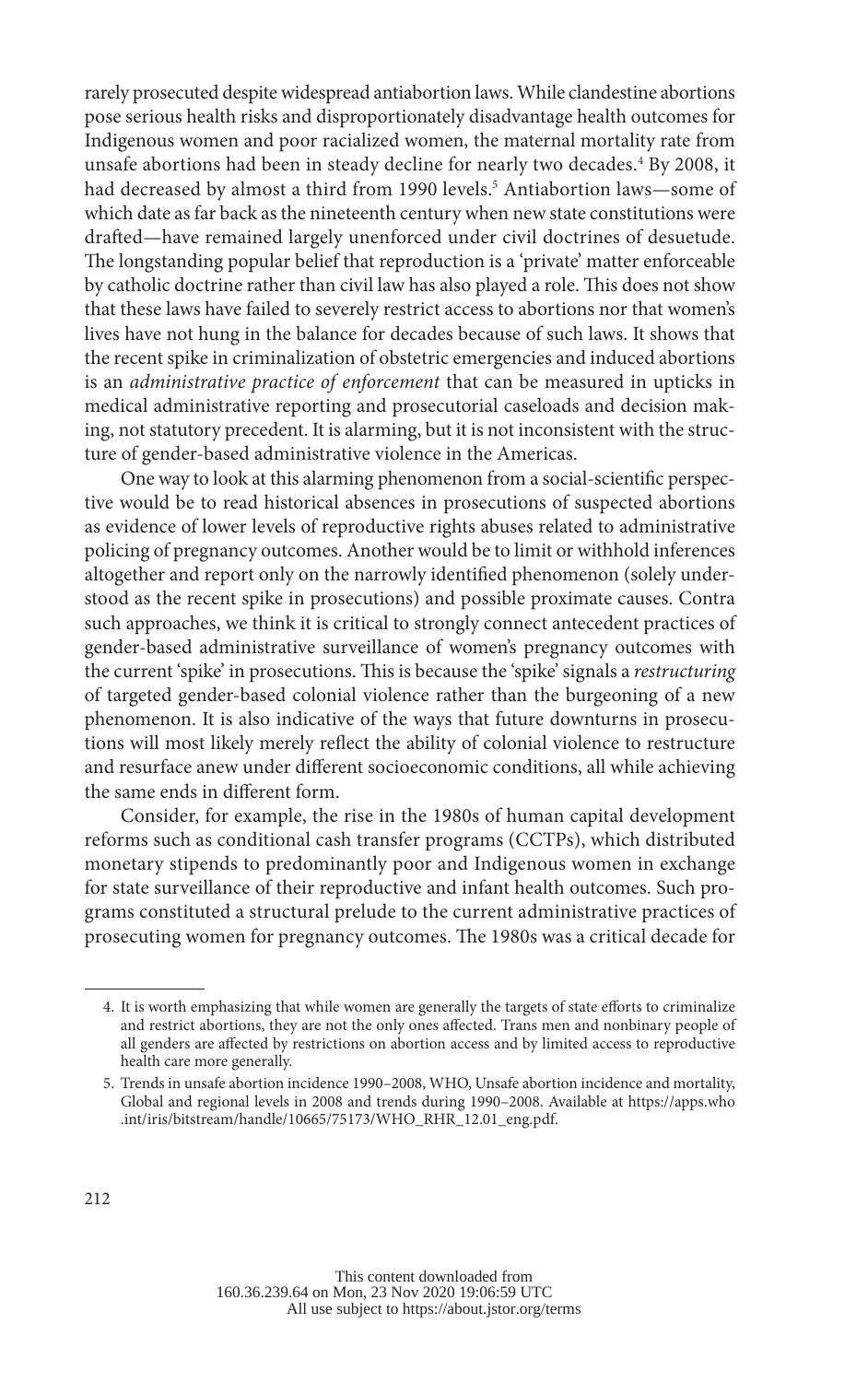rarely prosecuted despite widespread antiabortion laws. While clandestine abortions pose serious health risks and disproportionately disadvantage health outcomes for Indigenous women and poor racialized women, the maternal mortality rate from unsafe abortions had been in steady decline for nearly two decades.[4] By 2008, it had decreased by almost a third from 1990 levels.[5] Antiabortion laws—some of which date as far back as the nineteenth century when new state constitutions were drafted—have remained largely unenforced under civil doctrines of desuetude. The longstanding popular belief that reproduction is a 'private' matter enforceable by catholic doctrine rather than civil law has also played a role. This does not show that these laws have failed to severely restrict access to abortions nor that women's lives have not hung in the balance for decades because of such laws. It shows that the recent spike in criminalization of obstetric emergencies and induced abortions is an *administrative practice of enforcement* that can be measured in upticks in medical administrative reporting and prosecutorial caseloads and decision making, not statutory precedent. It is alarming, but it is not inconsistent with the structure of gender-based administrative violence in the Americas.

One way to look at this alarming phenomenon from a social-scientific perspective would be to read historical absences in prosecutions of suspected abortions as evidence of lower levels of reproductive rights abuses related to administrative policing of pregnancy outcomes. Another would be to limit or withhold inferences altogether and report only on the narrowly identified phenomenon (solely understood as the recent spike in prosecutions) and possible proximate causes. Contra such approaches, we think it is critical to strongly connect antecedent practices of gender-based administrative surveillance of women's pregnancy outcomes with the current 'spike' in prosecutions. This is because the 'spike' signals a *restructuring* of targeted gender-based colonial violence rather than the burgeoning of a new phenomenon. It is also indicative of the ways that future downturns in prosecutions will most likely merely reflect the ability of colonial violence to restructure and resurface anew under different socioeconomic conditions, all while achieving the same ends in different form.

Consider, for example, the rise in the 1980s of human capital development reforms such as conditional cash transfer programs (CCTPs), which distributed monetary stipends to predominantly poor and Indigenous women in exchange for state surveillance of their reproductive and infant health outcomes. Such programs constituted a structural prelude to the current administrative practices of prosecuting women for pregnancy outcomes. The 1980s was a critical decade for

---

4. It is worth emphasizing that while women are generally the targets of state efforts to criminalize and restrict abortions, they are not the only ones affected. Trans men and nonbinary people of all genders are affected by restrictions on abortion access and by limited access to reproductive health care more generally.

5. Trends in unsafe abortion incidence 1990–2008, WHO, Unsafe abortion incidence and mortality, Global and regional levels in 2008 and trends during 1990–2008. Available at https://apps.who.int/iris/bitstream/handle/10665/75173/WHO_RHR_12.01_eng.pdf.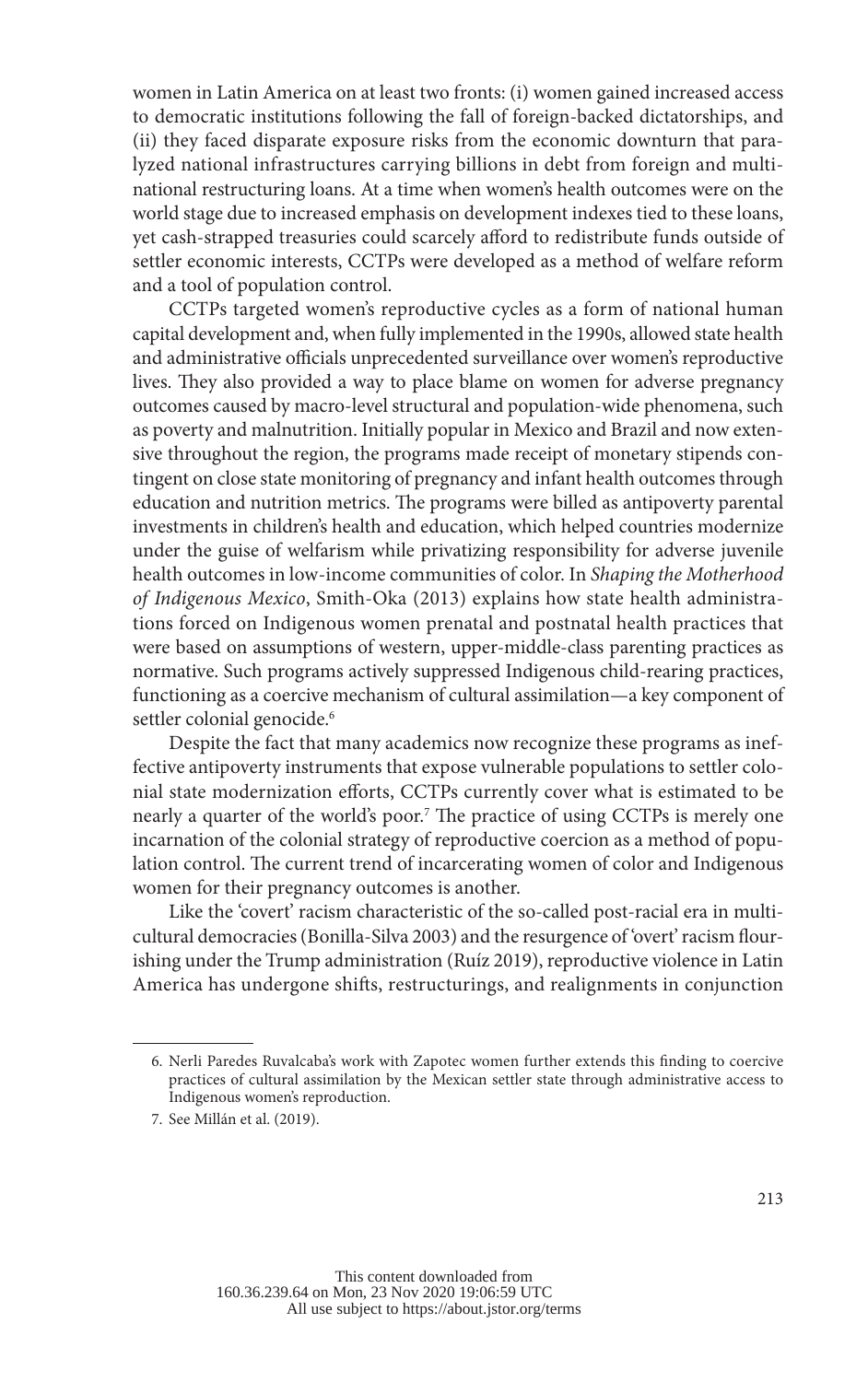women in Latin America on at least two fronts: (i) women gained increased access to democratic institutions following the fall of foreign-backed dictatorships, and (ii) they faced disparate exposure risks from the economic downturn that paralyzed national infrastructures carrying billions in debt from foreign and multinational restructuring loans. At a time when women's health outcomes were on the world stage due to increased emphasis on development indexes tied to these loans, yet cash-strapped treasuries could scarcely afford to redistribute funds outside of settler economic interests, CCTPs were developed as a method of welfare reform and a tool of population control.

CCTPs targeted women's reproductive cycles as a form of national human capital development and, when fully implemented in the 1990s, allowed state health and administrative officials unprecedented surveillance over women's reproductive lives. They also provided a way to place blame on women for adverse pregnancy outcomes caused by macro-level structural and population-wide phenomena, such as poverty and malnutrition. Initially popular in Mexico and Brazil and now extensive throughout the region, the programs made receipt of monetary stipends contingent on close state monitoring of pregnancy and infant health outcomes through education and nutrition metrics. The programs were billed as antipoverty parental investments in children's health and education, which helped countries modernize under the guise of welfarism while privatizing responsibility for adverse juvenile health outcomes in low-income communities of color. In *Shaping the Motherhood of Indigenous Mexico*, Smith-Oka (2013) explains how state health administrations forced on Indigenous women prenatal and postnatal health practices that were based on assumptions of western, upper-middle-class parenting practices as normative. Such programs actively suppressed Indigenous child-rearing practices, functioning as a coercive mechanism of cultural assimilation—a key component of settler colonial genocide.[6]

Despite the fact that many academics now recognize these programs as ineffective antipoverty instruments that expose vulnerable populations to settler colonial state modernization efforts, CCTPs currently cover what is estimated to be nearly a quarter of the world's poor.[7] The practice of using CCTPs is merely one incarnation of the colonial strategy of reproductive coercion as a method of population control. The current trend of incarcerating women of color and Indigenous women for their pregnancy outcomes is another.

Like the 'covert' racism characteristic of the so-called post-racial era in multicultural democracies (Bonilla-Silva 2003) and the resurgence of 'overt' racism flourishing under the Trump administration (Ruíz 2019), reproductive violence in Latin America has undergone shifts, restructurings, and realignments in conjunction

---

6. Nerli Paredes Ruvalcaba's work with Zapotec women further extends this finding to coercive practices of cultural assimilation by the Mexican settler state through administrative access to Indigenous women's reproduction.

7. See Millán et al. (2019).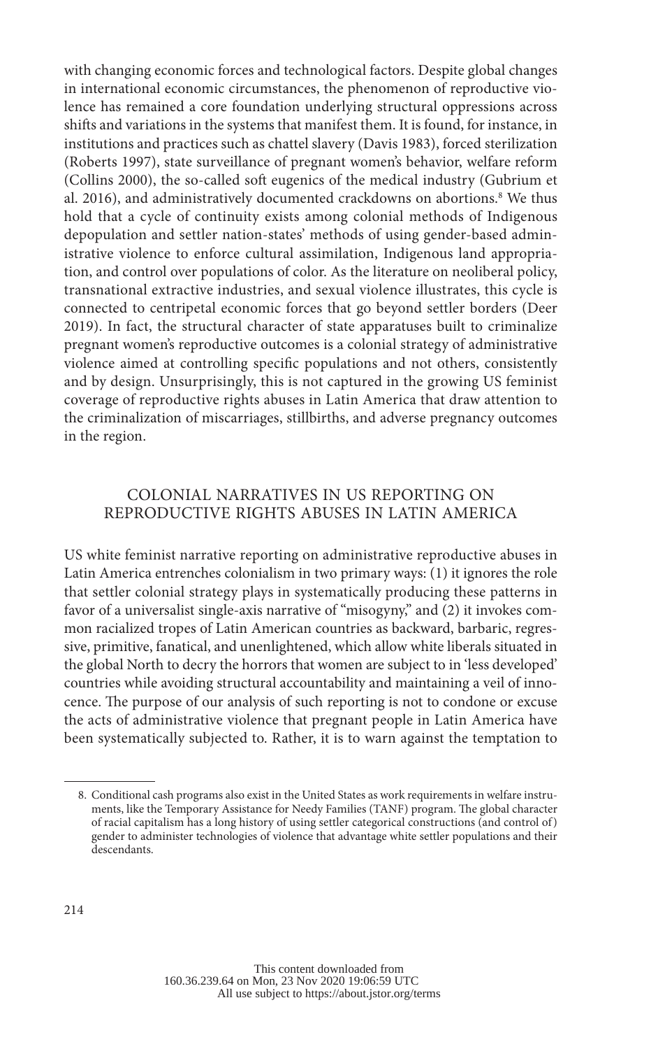with changing economic forces and technological factors. Despite global changes in international economic circumstances, the phenomenon of reproductive violence has remained a core foundation underlying structural oppressions across shifts and variations in the systems that manifest them. It is found, for instance, in institutions and practices such as chattel slavery (Davis 1983), forced sterilization (Roberts 1997), state surveillance of pregnant women's behavior, welfare reform (Collins 2000), the so-called soft eugenics of the medical industry (Gubrium et al. 2016), and administratively documented crackdowns on abortions.[8] We thus hold that a cycle of continuity exists among colonial methods of Indigenous depopulation and settler nation-states' methods of using gender-based administrative violence to enforce cultural assimilation, Indigenous land appropriation, and control over populations of color. As the literature on neoliberal policy, transnational extractive industries, and sexual violence illustrates, this cycle is connected to centripetal economic forces that go beyond settler borders (Deer 2019). In fact, the structural character of state apparatuses built to criminalize pregnant women's reproductive outcomes is a colonial strategy of administrative violence aimed at controlling specific populations and not others, consistently and by design. Unsurprisingly, this is not captured in the growing US feminist coverage of reproductive rights abuses in Latin America that draw attention to the criminalization of miscarriages, stillbirths, and adverse pregnancy outcomes in the region.

## COLONIAL NARRATIVES IN US REPORTING ON REPRODUCTIVE RIGHTS ABUSES IN LATIN AMERICA

US white feminist narrative reporting on administrative reproductive abuses in Latin America entrenches colonialism in two primary ways: (1) it ignores the role that settler colonial strategy plays in systematically producing these patterns in favor of a universalist single-axis narrative of "misogyny," and (2) it invokes common racialized tropes of Latin American countries as backward, barbaric, regressive, primitive, fanatical, and unenlightened, which allow white liberals situated in the global North to decry the horrors that women are subject to in 'less developed' countries while avoiding structural accountability and maintaining a veil of innocence. The purpose of our analysis of such reporting is not to condone or excuse the acts of administrative violence that pregnant people in Latin America have been systematically subjected to. Rather, it is to warn against the temptation to

8. Conditional cash programs also exist in the United States as work requirements in welfare instruments, like the Temporary Assistance for Needy Families (TANF) program. The global character of racial capitalism has a long history of using settler categorical constructions (and control of) gender to administer technologies of violence that advantage white settler populations and their descendants.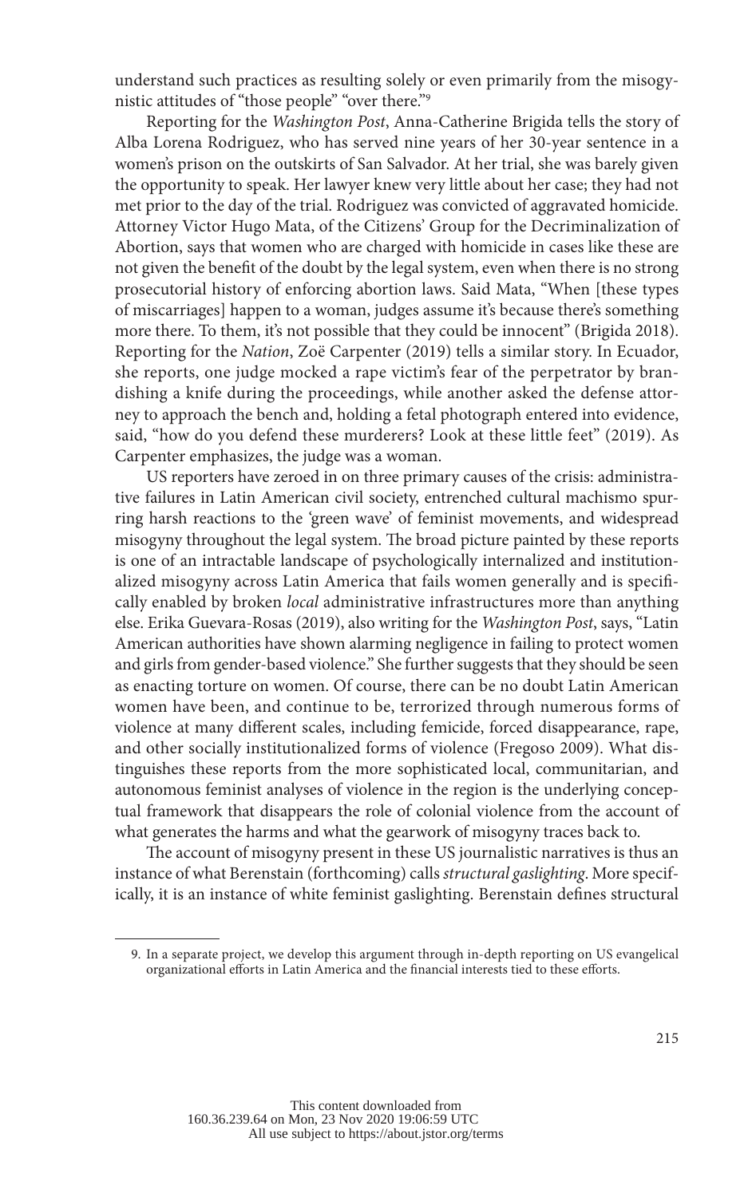understand such practices as resulting solely or even primarily from the misogynistic attitudes of "those people" "over there."[9]

Reporting for the *Washington Post*, Anna-Catherine Brigida tells the story of Alba Lorena Rodriguez, who has served nine years of her 30-year sentence in a women's prison on the outskirts of San Salvador. At her trial, she was barely given the opportunity to speak. Her lawyer knew very little about her case; they had not met prior to the day of the trial. Rodriguez was convicted of aggravated homicide. Attorney Victor Hugo Mata, of the Citizens' Group for the Decriminalization of Abortion, says that women who are charged with homicide in cases like these are not given the benefit of the doubt by the legal system, even when there is no strong prosecutorial history of enforcing abortion laws. Said Mata, "When [these types of miscarriages] happen to a woman, judges assume it's because there's something more there. To them, it's not possible that they could be innocent" (Brigida 2018). Reporting for the *Nation*, Zoë Carpenter (2019) tells a similar story. In Ecuador, she reports, one judge mocked a rape victim's fear of the perpetrator by brandishing a knife during the proceedings, while another asked the defense attorney to approach the bench and, holding a fetal photograph entered into evidence, said, "how do you defend these murderers? Look at these little feet" (2019). As Carpenter emphasizes, the judge was a woman.

US reporters have zeroed in on three primary causes of the crisis: administrative failures in Latin American civil society, entrenched cultural machismo spurring harsh reactions to the 'green wave' of feminist movements, and widespread misogyny throughout the legal system. The broad picture painted by these reports is one of an intractable landscape of psychologically internalized and institutionalized misogyny across Latin America that fails women generally and is specifically enabled by broken *local* administrative infrastructures more than anything else. Erika Guevara-Rosas (2019), also writing for the *Washington Post*, says, "Latin American authorities have shown alarming negligence in failing to protect women and girls from gender-based violence." She further suggests that they should be seen as enacting torture on women. Of course, there can be no doubt Latin American women have been, and continue to be, terrorized through numerous forms of violence at many different scales, including femicide, forced disappearance, rape, and other socially institutionalized forms of violence (Fregoso 2009). What distinguishes these reports from the more sophisticated local, communitarian, and autonomous feminist analyses of violence in the region is the underlying conceptual framework that disappears the role of colonial violence from the account of what generates the harms and what the gearwork of misogyny traces back to.

The account of misogyny present in these US journalistic narratives is thus an instance of what Berenstain (forthcoming) calls *structural gaslighting*. More specifically, it is an instance of white feminist gaslighting. Berenstain defines structural

9. In a separate project, we develop this argument through in-depth reporting on US evangelical organizational efforts in Latin America and the financial interests tied to these efforts.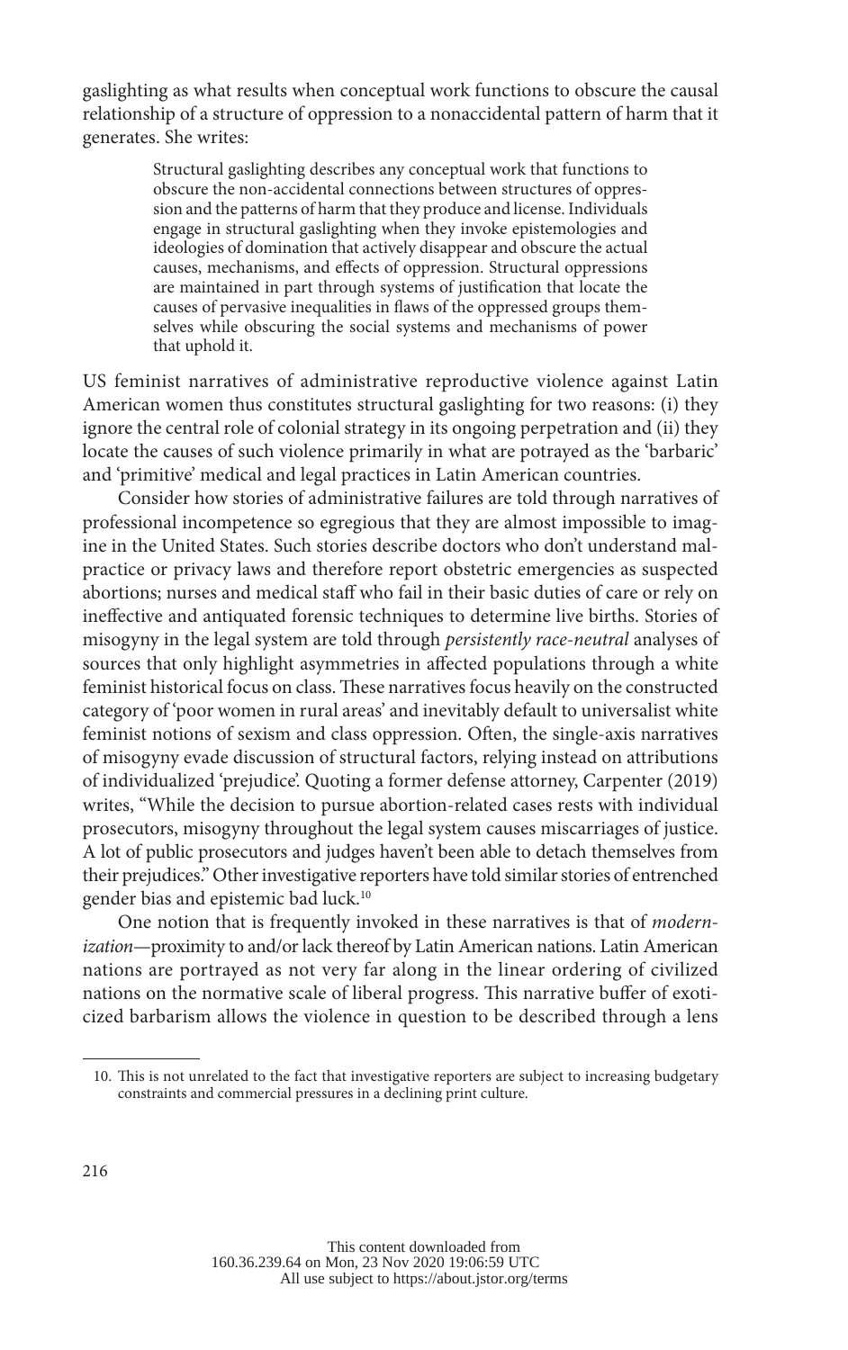gaslighting as what results when conceptual work functions to obscure the causal relationship of a structure of oppression to a nonaccidental pattern of harm that it generates. She writes:

> Structural gaslighting describes any conceptual work that functions to obscure the non-accidental connections between structures of oppression and the patterns of harm that they produce and license. Individuals engage in structural gaslighting when they invoke epistemologies and ideologies of domination that actively disappear and obscure the actual causes, mechanisms, and effects of oppression. Structural oppressions are maintained in part through systems of justification that locate the causes of pervasive inequalities in flaws of the oppressed groups themselves while obscuring the social systems and mechanisms of power that uphold it.

US feminist narratives of administrative reproductive violence against Latin American women thus constitutes structural gaslighting for two reasons: (i) they ignore the central role of colonial strategy in its ongoing perpetration and (ii) they locate the causes of such violence primarily in what are potrayed as the 'barbaric' and 'primitive' medical and legal practices in Latin American countries.

Consider how stories of administrative failures are told through narratives of professional incompetence so egregious that they are almost impossible to imagine in the United States. Such stories describe doctors who don't understand malpractice or privacy laws and therefore report obstetric emergencies as suspected abortions; nurses and medical staff who fail in their basic duties of care or rely on ineffective and antiquated forensic techniques to determine live births. Stories of misogyny in the legal system are told through *persistently race-neutral* analyses of sources that only highlight asymmetries in affected populations through a white feminist historical focus on class. These narratives focus heavily on the constructed category of 'poor women in rural areas' and inevitably default to universalist white feminist notions of sexism and class oppression. Often, the single-axis narratives of misogyny evade discussion of structural factors, relying instead on attributions of individualized 'prejudice'. Quoting a former defense attorney, Carpenter (2019) writes, "While the decision to pursue abortion-related cases rests with individual prosecutors, misogyny throughout the legal system causes miscarriages of justice. A lot of public prosecutors and judges haven't been able to detach themselves from their prejudices." Other investigative reporters have told similar stories of entrenched gender bias and epistemic bad luck.[10]

One notion that is frequently invoked in these narratives is that of *modernization*—proximity to and/or lack thereof by Latin American nations. Latin American nations are portrayed as not very far along in the linear ordering of civilized nations on the normative scale of liberal progress. This narrative buffer of exoticized barbarism allows the violence in question to be described through a lens

---

10. This is not unrelated to the fact that investigative reporters are subject to increasing budgetary constraints and commercial pressures in a declining print culture.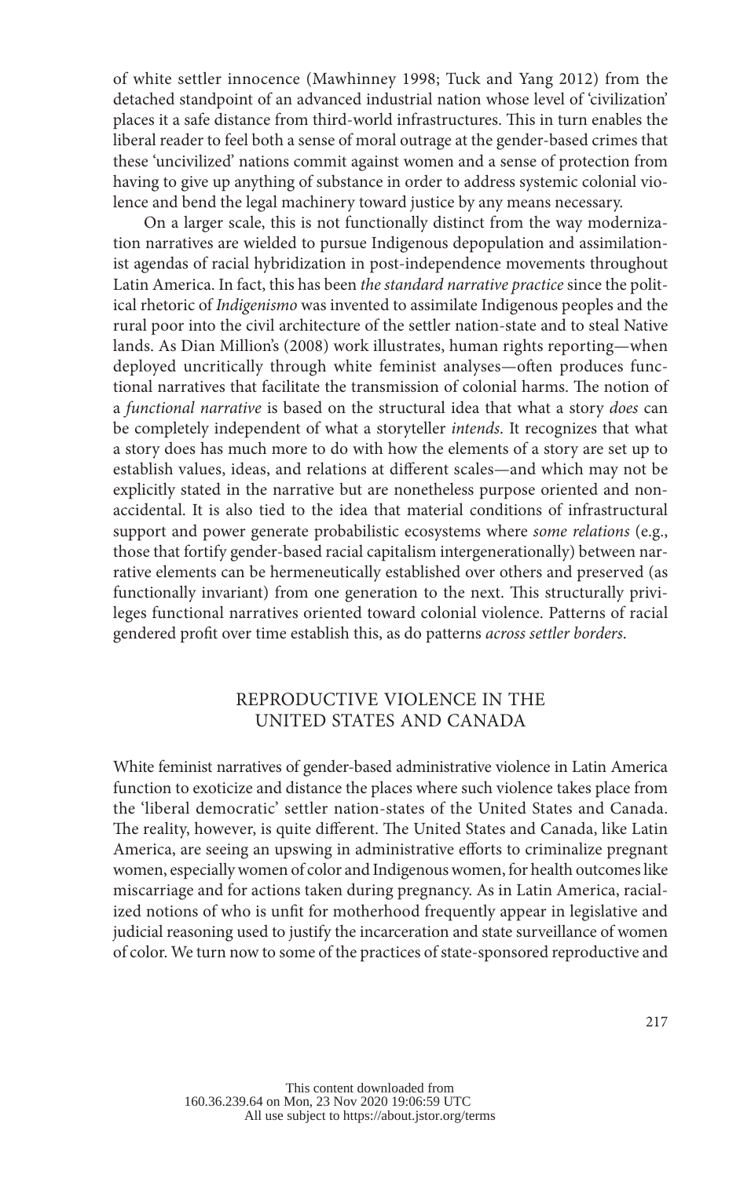of white settler innocence (Mawhinney 1998; Tuck and Yang 2012) from the detached standpoint of an advanced industrial nation whose level of 'civilization' places it a safe distance from third-world infrastructures. This in turn enables the liberal reader to feel both a sense of moral outrage at the gender-based crimes that these 'uncivilized' nations commit against women and a sense of protection from having to give up anything of substance in order to address systemic colonial violence and bend the legal machinery toward justice by any means necessary.

On a larger scale, this is not functionally distinct from the way modernization narratives are wielded to pursue Indigenous depopulation and assimilationist agendas of racial hybridization in post-independence movements throughout Latin America. In fact, this has been *the standard narrative practice* since the political rhetoric of *Indigenismo* was invented to assimilate Indigenous peoples and the rural poor into the civil architecture of the settler nation-state and to steal Native lands. As Dian Million's (2008) work illustrates, human rights reporting—when deployed uncritically through white feminist analyses—often produces functional narratives that facilitate the transmission of colonial harms. The notion of a *functional narrative* is based on the structural idea that what a story *does* can be completely independent of what a storyteller *intends*. It recognizes that what a story does has much more to do with how the elements of a story are set up to establish values, ideas, and relations at different scales—and which may not be explicitly stated in the narrative but are nonetheless purpose oriented and non-accidental. It is also tied to the idea that material conditions of infrastructural support and power generate probabilistic ecosystems where *some relations* (e.g., those that fortify gender-based racial capitalism intergenerationally) between narrative elements can be hermeneutically established over others and preserved (as functionally invariant) from one generation to the next. This structurally privileges functional narratives oriented toward colonial violence. Patterns of racial gendered profit over time establish this, as do patterns *across settler borders*.

## REPRODUCTIVE VIOLENCE IN THE UNITED STATES AND CANADA

White feminist narratives of gender-based administrative violence in Latin America function to exoticize and distance the places where such violence takes place from the 'liberal democratic' settler nation-states of the United States and Canada. The reality, however, is quite different. The United States and Canada, like Latin America, are seeing an upswing in administrative efforts to criminalize pregnant women, especially women of color and Indigenous women, for health outcomes like miscarriage and for actions taken during pregnancy. As in Latin America, racialized notions of who is unfit for motherhood frequently appear in legislative and judicial reasoning used to justify the incarceration and state surveillance of women of color. We turn now to some of the practices of state-sponsored reproductive and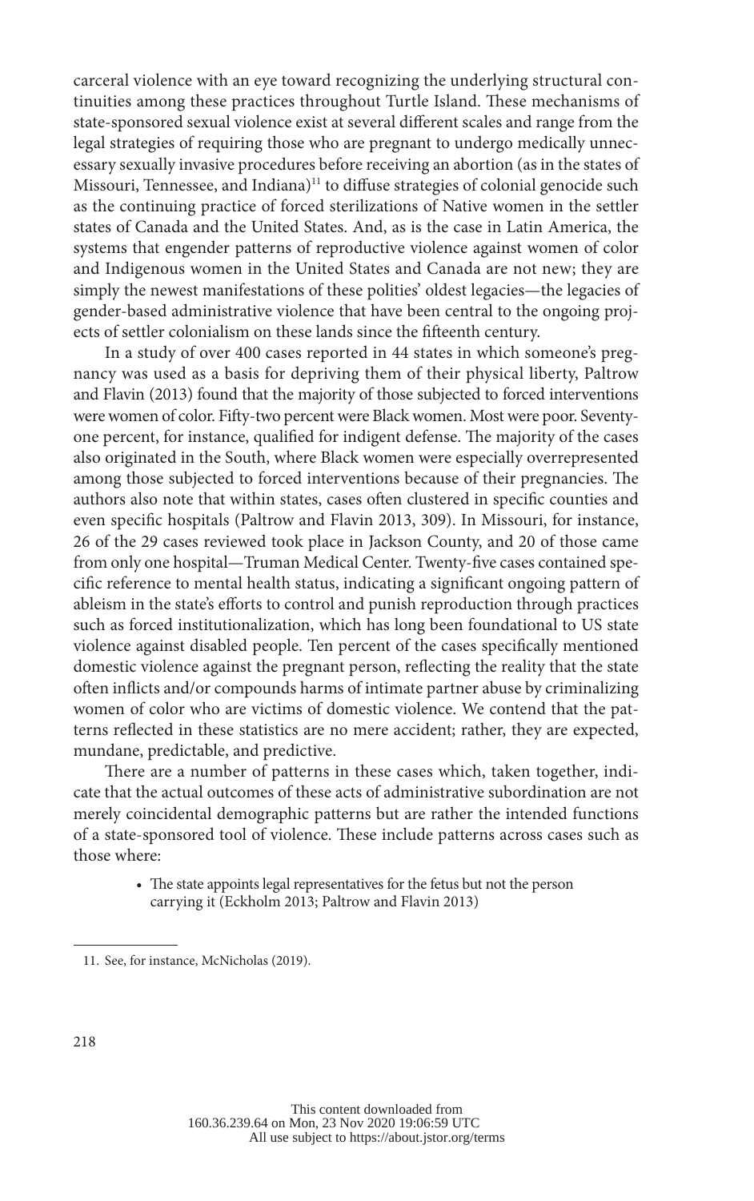carceral violence with an eye toward recognizing the underlying structural continuities among these practices throughout Turtle Island. These mechanisms of state-sponsored sexual violence exist at several different scales and range from the legal strategies of requiring those who are pregnant to undergo medically unnecessary sexually invasive procedures before receiving an abortion (as in the states of Missouri, Tennessee, and Indiana)[11] to diffuse strategies of colonial genocide such as the continuing practice of forced sterilizations of Native women in the settler states of Canada and the United States. And, as is the case in Latin America, the systems that engender patterns of reproductive violence against women of color and Indigenous women in the United States and Canada are not new; they are simply the newest manifestations of these polities' oldest legacies—the legacies of gender-based administrative violence that have been central to the ongoing projects of settler colonialism on these lands since the fifteenth century.

In a study of over 400 cases reported in 44 states in which someone's pregnancy was used as a basis for depriving them of their physical liberty, Paltrow and Flavin (2013) found that the majority of those subjected to forced interventions were women of color. Fifty-two percent were Black women. Most were poor. Seventy-one percent, for instance, qualified for indigent defense. The majority of the cases also originated in the South, where Black women were especially overrepresented among those subjected to forced interventions because of their pregnancies. The authors also note that within states, cases often clustered in specific counties and even specific hospitals (Paltrow and Flavin 2013, 309). In Missouri, for instance, 26 of the 29 cases reviewed took place in Jackson County, and 20 of those came from only one hospital—Truman Medical Center. Twenty-five cases contained specific reference to mental health status, indicating a significant ongoing pattern of ableism in the state's efforts to control and punish reproduction through practices such as forced institutionalization, which has long been foundational to US state violence against disabled people. Ten percent of the cases specifically mentioned domestic violence against the pregnant person, reflecting the reality that the state often inflicts and/or compounds harms of intimate partner abuse by criminalizing women of color who are victims of domestic violence. We contend that the patterns reflected in these statistics are no mere accident; rather, they are expected, mundane, predictable, and predictive.

There are a number of patterns in these cases which, taken together, indicate that the actual outcomes of these acts of administrative subordination are not merely coincidental demographic patterns but are rather the intended functions of a state-sponsored tool of violence. These include patterns across cases such as those where:

- The state appoints legal representatives for the fetus but not the person carrying it (Eckholm 2013; Paltrow and Flavin 2013)

11. See, for instance, McNicholas (2019).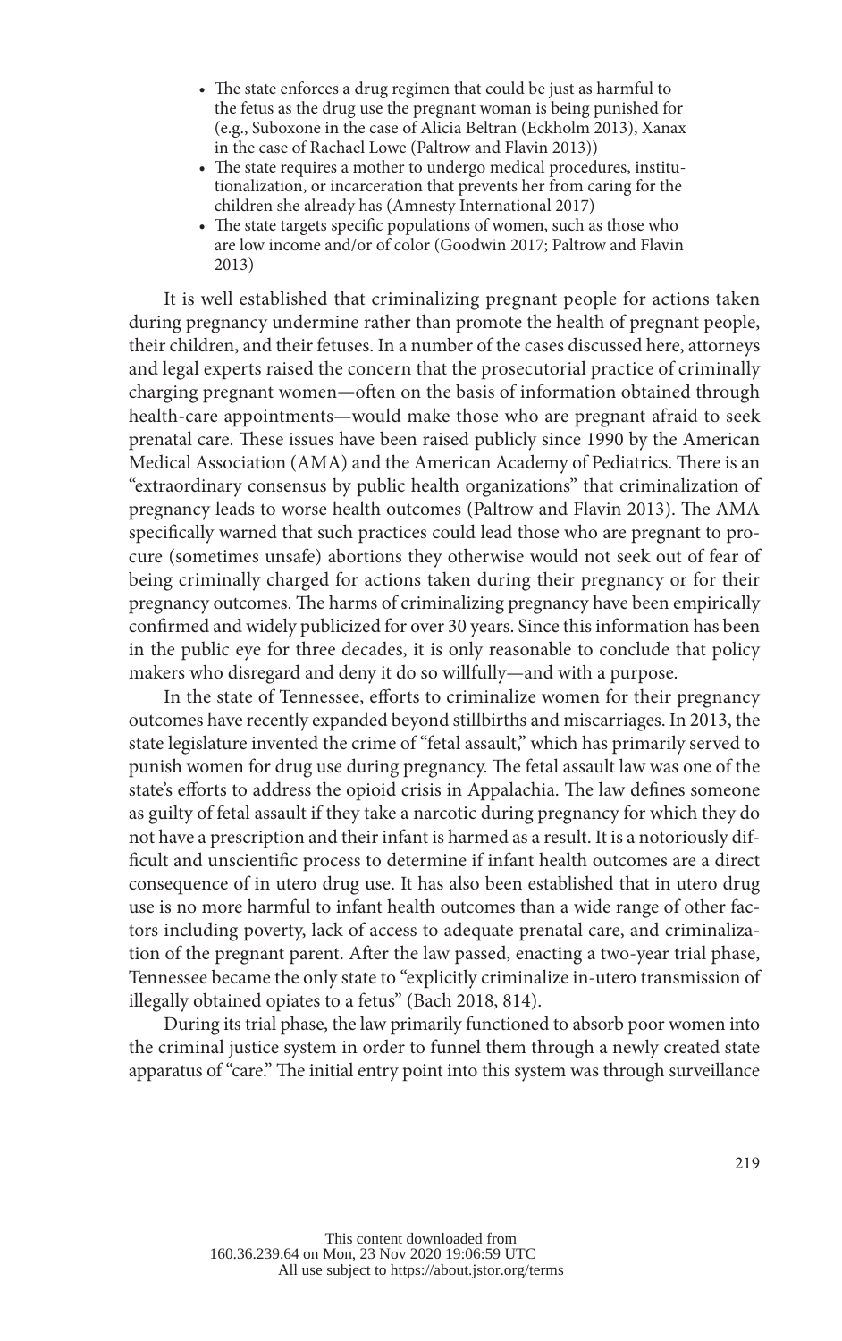- The state enforces a drug regimen that could be just as harmful to the fetus as the drug use the pregnant woman is being punished for (e.g., Suboxone in the case of Alicia Beltran (Eckholm 2013), Xanax in the case of Rachael Lowe (Paltrow and Flavin 2013))
- The state requires a mother to undergo medical procedures, institutionalization, or incarceration that prevents her from caring for the children she already has (Amnesty International 2017)
- The state targets specific populations of women, such as those who are low income and/or of color (Goodwin 2017; Paltrow and Flavin 2013)

It is well established that criminalizing pregnant people for actions taken during pregnancy undermine rather than promote the health of pregnant people, their children, and their fetuses. In a number of the cases discussed here, attorneys and legal experts raised the concern that the prosecutorial practice of criminally charging pregnant women—often on the basis of information obtained through health-care appointments—would make those who are pregnant afraid to seek prenatal care. These issues have been raised publicly since 1990 by the American Medical Association (AMA) and the American Academy of Pediatrics. There is an "extraordinary consensus by public health organizations" that criminalization of pregnancy leads to worse health outcomes (Paltrow and Flavin 2013). The AMA specifically warned that such practices could lead those who are pregnant to procure (sometimes unsafe) abortions they otherwise would not seek out of fear of being criminally charged for actions taken during their pregnancy or for their pregnancy outcomes. The harms of criminalizing pregnancy have been empirically confirmed and widely publicized for over 30 years. Since this information has been in the public eye for three decades, it is only reasonable to conclude that policy makers who disregard and deny it do so willfully—and with a purpose.

In the state of Tennessee, efforts to criminalize women for their pregnancy outcomes have recently expanded beyond stillbirths and miscarriages. In 2013, the state legislature invented the crime of "fetal assault," which has primarily served to punish women for drug use during pregnancy. The fetal assault law was one of the state's efforts to address the opioid crisis in Appalachia. The law defines someone as guilty of fetal assault if they take a narcotic during pregnancy for which they do not have a prescription and their infant is harmed as a result. It is a notoriously difficult and unscientific process to determine if infant health outcomes are a direct consequence of in utero drug use. It has also been established that in utero drug use is no more harmful to infant health outcomes than a wide range of other factors including poverty, lack of access to adequate prenatal care, and criminalization of the pregnant parent. After the law passed, enacting a two-year trial phase, Tennessee became the only state to "explicitly criminalize in-utero transmission of illegally obtained opiates to a fetus" (Bach 2018, 814).

During its trial phase, the law primarily functioned to absorb poor women into the criminal justice system in order to funnel them through a newly created state apparatus of "care." The initial entry point into this system was through surveillance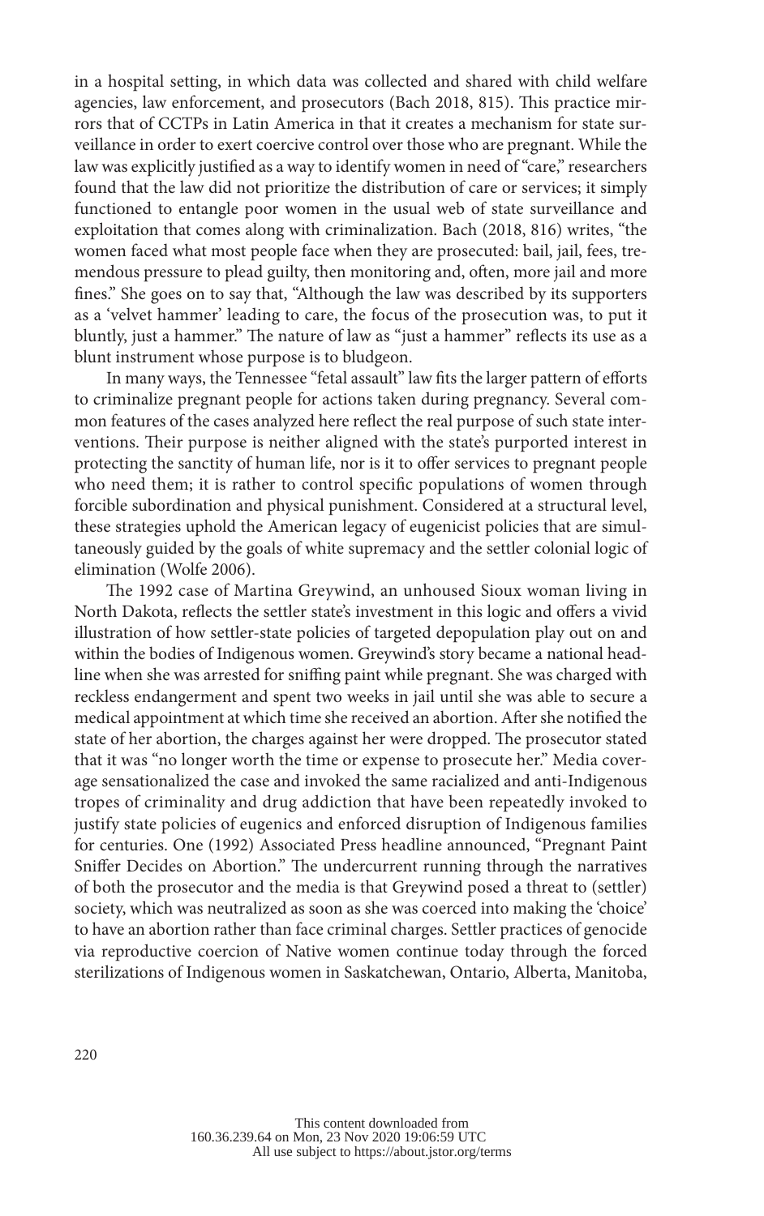in a hospital setting, in which data was collected and shared with child welfare agencies, law enforcement, and prosecutors (Bach 2018, 815). This practice mirrors that of CCTPs in Latin America in that it creates a mechanism for state surveillance in order to exert coercive control over those who are pregnant. While the law was explicitly justified as a way to identify women in need of "care," researchers found that the law did not prioritize the distribution of care or services; it simply functioned to entangle poor women in the usual web of state surveillance and exploitation that comes along with criminalization. Bach (2018, 816) writes, "the women faced what most people face when they are prosecuted: bail, jail, fees, tremendous pressure to plead guilty, then monitoring and, often, more jail and more fines." She goes on to say that, "Although the law was described by its supporters as a 'velvet hammer' leading to care, the focus of the prosecution was, to put it bluntly, just a hammer." The nature of law as "just a hammer" reflects its use as a blunt instrument whose purpose is to bludgeon.

In many ways, the Tennessee "fetal assault" law fits the larger pattern of efforts to criminalize pregnant people for actions taken during pregnancy. Several common features of the cases analyzed here reflect the real purpose of such state interventions. Their purpose is neither aligned with the state's purported interest in protecting the sanctity of human life, nor is it to offer services to pregnant people who need them; it is rather to control specific populations of women through forcible subordination and physical punishment. Considered at a structural level, these strategies uphold the American legacy of eugenicist policies that are simultaneously guided by the goals of white supremacy and the settler colonial logic of elimination (Wolfe 2006).

The 1992 case of Martina Greywind, an unhoused Sioux woman living in North Dakota, reflects the settler state's investment in this logic and offers a vivid illustration of how settler-state policies of targeted depopulation play out on and within the bodies of Indigenous women. Greywind's story became a national headline when she was arrested for sniffing paint while pregnant. She was charged with reckless endangerment and spent two weeks in jail until she was able to secure a medical appointment at which time she received an abortion. After she notified the state of her abortion, the charges against her were dropped. The prosecutor stated that it was "no longer worth the time or expense to prosecute her." Media coverage sensationalized the case and invoked the same racialized and anti-Indigenous tropes of criminality and drug addiction that have been repeatedly invoked to justify state policies of eugenics and enforced disruption of Indigenous families for centuries. One (1992) Associated Press headline announced, "Pregnant Paint Sniffer Decides on Abortion." The undercurrent running through the narratives of both the prosecutor and the media is that Greywind posed a threat to (settler) society, which was neutralized as soon as she was coerced into making the 'choice' to have an abortion rather than face criminal charges. Settler practices of genocide via reproductive coercion of Native women continue today through the forced sterilizations of Indigenous women in Saskatchewan, Ontario, Alberta, Manitoba,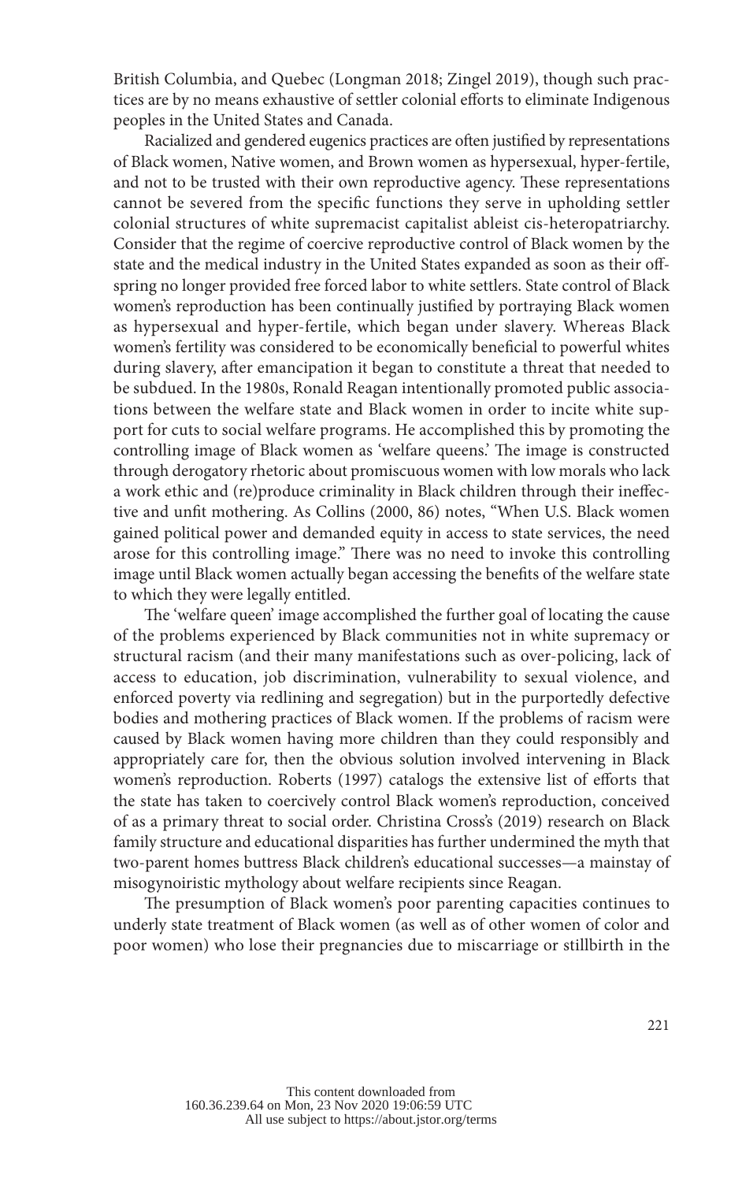British Columbia, and Quebec (Longman 2018; Zingel 2019), though such practices are by no means exhaustive of settler colonial efforts to eliminate Indigenous peoples in the United States and Canada.

Racialized and gendered eugenics practices are often justified by representations of Black women, Native women, and Brown women as hypersexual, hyper-fertile, and not to be trusted with their own reproductive agency. These representations cannot be severed from the specific functions they serve in upholding settler colonial structures of white supremacist capitalist ableist cis-heteropatriarchy. Consider that the regime of coercive reproductive control of Black women by the state and the medical industry in the United States expanded as soon as their offspring no longer provided free forced labor to white settlers. State control of Black women's reproduction has been continually justified by portraying Black women as hypersexual and hyper-fertile, which began under slavery. Whereas Black women's fertility was considered to be economically beneficial to powerful whites during slavery, after emancipation it began to constitute a threat that needed to be subdued. In the 1980s, Ronald Reagan intentionally promoted public associations between the welfare state and Black women in order to incite white support for cuts to social welfare programs. He accomplished this by promoting the controlling image of Black women as 'welfare queens.' The image is constructed through derogatory rhetoric about promiscuous women with low morals who lack a work ethic and (re)produce criminality in Black children through their ineffective and unfit mothering. As Collins (2000, 86) notes, "When U.S. Black women gained political power and demanded equity in access to state services, the need arose for this controlling image." There was no need to invoke this controlling image until Black women actually began accessing the benefits of the welfare state to which they were legally entitled.

The 'welfare queen' image accomplished the further goal of locating the cause of the problems experienced by Black communities not in white supremacy or structural racism (and their many manifestations such as over-policing, lack of access to education, job discrimination, vulnerability to sexual violence, and enforced poverty via redlining and segregation) but in the purportedly defective bodies and mothering practices of Black women. If the problems of racism were caused by Black women having more children than they could responsibly and appropriately care for, then the obvious solution involved intervening in Black women's reproduction. Roberts (1997) catalogs the extensive list of efforts that the state has taken to coercively control Black women's reproduction, conceived of as a primary threat to social order. Christina Cross's (2019) research on Black family structure and educational disparities has further undermined the myth that two-parent homes buttress Black children's educational successes—a mainstay of misogynoiristic mythology about welfare recipients since Reagan.

The presumption of Black women's poor parenting capacities continues to underly state treatment of Black women (as well as of other women of color and poor women) who lose their pregnancies due to miscarriage or stillbirth in the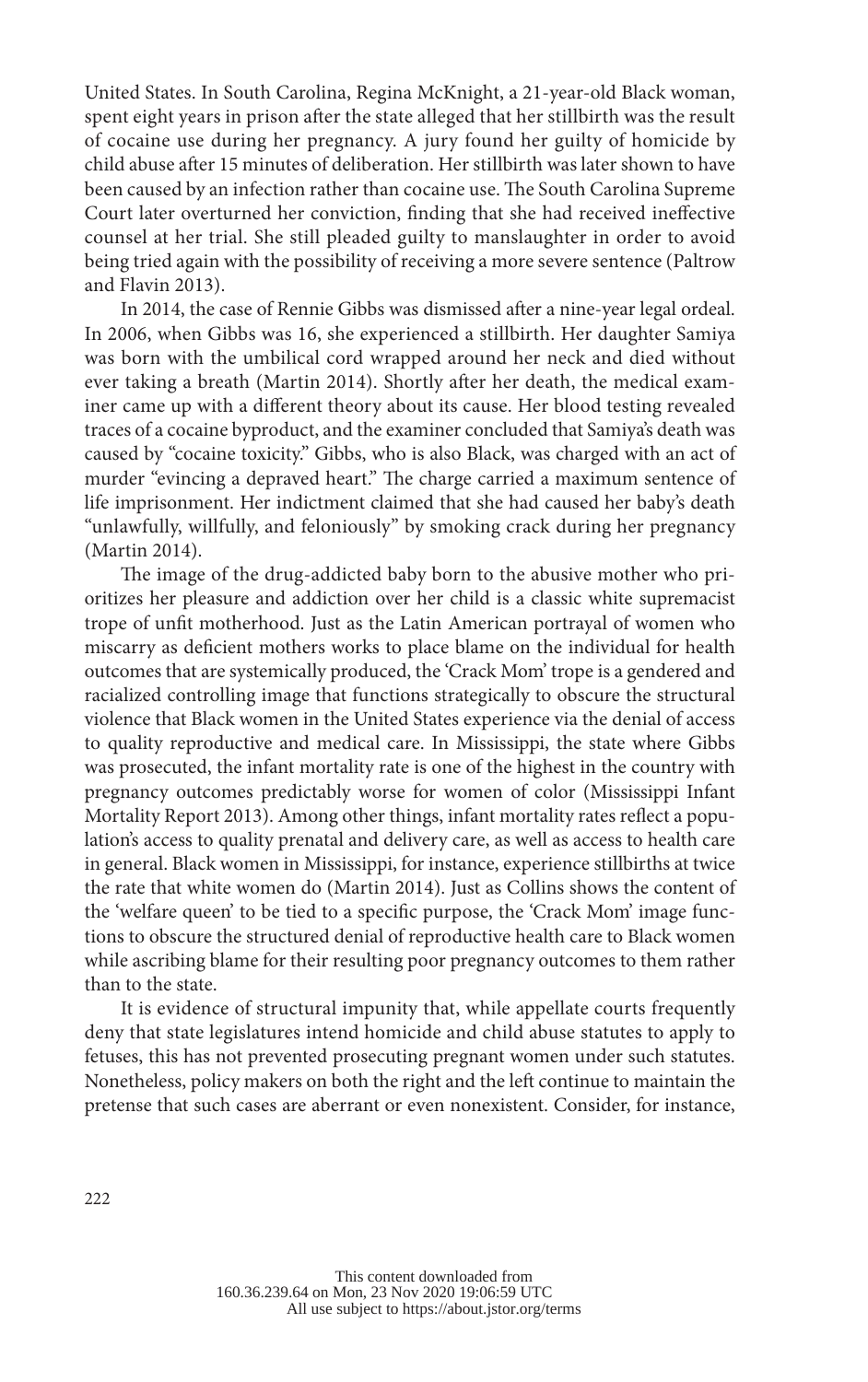United States. In South Carolina, Regina McKnight, a 21-year-old Black woman, spent eight years in prison after the state alleged that her stillbirth was the result of cocaine use during her pregnancy. A jury found her guilty of homicide by child abuse after 15 minutes of deliberation. Her stillbirth was later shown to have been caused by an infection rather than cocaine use. The South Carolina Supreme Court later overturned her conviction, finding that she had received ineffective counsel at her trial. She still pleaded guilty to manslaughter in order to avoid being tried again with the possibility of receiving a more severe sentence (Paltrow and Flavin 2013).

In 2014, the case of Rennie Gibbs was dismissed after a nine-year legal ordeal. In 2006, when Gibbs was 16, she experienced a stillbirth. Her daughter Samiya was born with the umbilical cord wrapped around her neck and died without ever taking a breath (Martin 2014). Shortly after her death, the medical examiner came up with a different theory about its cause. Her blood testing revealed traces of a cocaine byproduct, and the examiner concluded that Samiya's death was caused by "cocaine toxicity." Gibbs, who is also Black, was charged with an act of murder "evincing a depraved heart." The charge carried a maximum sentence of life imprisonment. Her indictment claimed that she had caused her baby's death "unlawfully, willfully, and feloniously" by smoking crack during her pregnancy (Martin 2014).

The image of the drug-addicted baby born to the abusive mother who prioritizes her pleasure and addiction over her child is a classic white supremacist trope of unfit motherhood. Just as the Latin American portrayal of women who miscarry as deficient mothers works to place blame on the individual for health outcomes that are systemically produced, the 'Crack Mom' trope is a gendered and racialized controlling image that functions strategically to obscure the structural violence that Black women in the United States experience via the denial of access to quality reproductive and medical care. In Mississippi, the state where Gibbs was prosecuted, the infant mortality rate is one of the highest in the country with pregnancy outcomes predictably worse for women of color (Mississippi Infant Mortality Report 2013). Among other things, infant mortality rates reflect a population's access to quality prenatal and delivery care, as well as access to health care in general. Black women in Mississippi, for instance, experience stillbirths at twice the rate that white women do (Martin 2014). Just as Collins shows the content of the 'welfare queen' to be tied to a specific purpose, the 'Crack Mom' image functions to obscure the structured denial of reproductive health care to Black women while ascribing blame for their resulting poor pregnancy outcomes to them rather than to the state.

It is evidence of structural impunity that, while appellate courts frequently deny that state legislatures intend homicide and child abuse statutes to apply to fetuses, this has not prevented prosecuting pregnant women under such statutes. Nonetheless, policy makers on both the right and the left continue to maintain the pretense that such cases are aberrant or even nonexistent. Consider, for instance,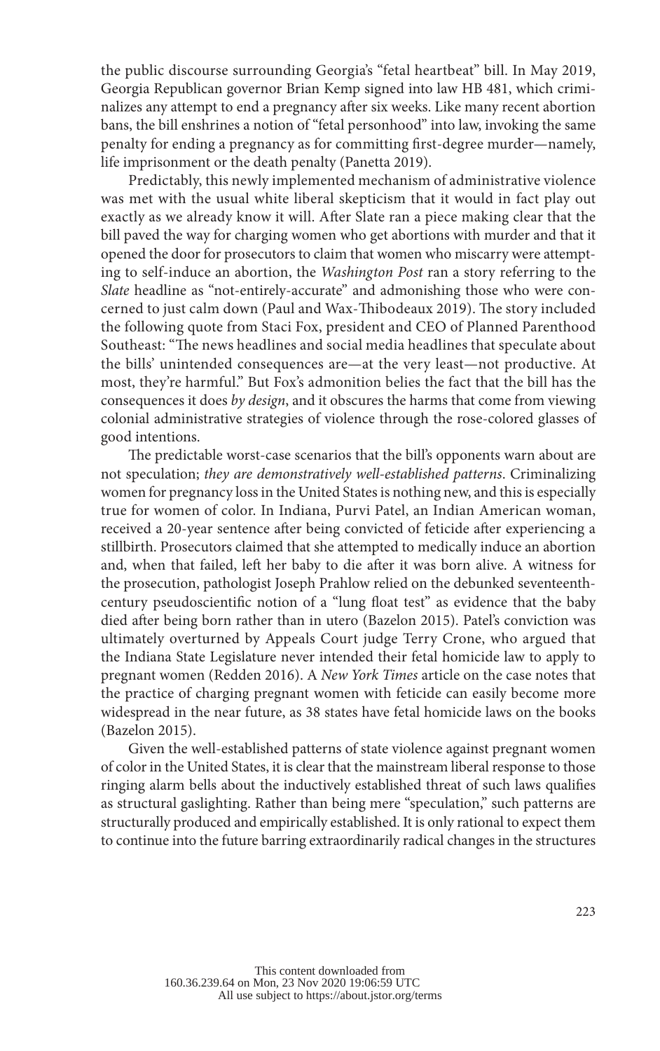the public discourse surrounding Georgia's "fetal heartbeat" bill. In May 2019, Georgia Republican governor Brian Kemp signed into law HB 481, which criminalizes any attempt to end a pregnancy after six weeks. Like many recent abortion bans, the bill enshrines a notion of "fetal personhood" into law, invoking the same penalty for ending a pregnancy as for committing first-degree murder—namely, life imprisonment or the death penalty (Panetta 2019).

Predictably, this newly implemented mechanism of administrative violence was met with the usual white liberal skepticism that it would in fact play out exactly as we already know it will. After Slate ran a piece making clear that the bill paved the way for charging women who get abortions with murder and that it opened the door for prosecutors to claim that women who miscarry were attempting to self-induce an abortion, the *Washington Post* ran a story referring to the *Slate* headline as "not-entirely-accurate" and admonishing those who were concerned to just calm down (Paul and Wax-Thibodeaux 2019). The story included the following quote from Staci Fox, president and CEO of Planned Parenthood Southeast: "The news headlines and social media headlines that speculate about the bills' unintended consequences are—at the very least—not productive. At most, they're harmful." But Fox's admonition belies the fact that the bill has the consequences it does *by design*, and it obscures the harms that come from viewing colonial administrative strategies of violence through the rose-colored glasses of good intentions.

The predictable worst-case scenarios that the bill's opponents warn about are not speculation; *they are demonstratively well-established patterns*. Criminalizing women for pregnancy loss in the United States is nothing new, and this is especially true for women of color. In Indiana, Purvi Patel, an Indian American woman, received a 20-year sentence after being convicted of feticide after experiencing a stillbirth. Prosecutors claimed that she attempted to medically induce an abortion and, when that failed, left her baby to die after it was born alive. A witness for the prosecution, pathologist Joseph Prahlow relied on the debunked seventeenth-century pseudoscientific notion of a "lung float test" as evidence that the baby died after being born rather than in utero (Bazelon 2015). Patel's conviction was ultimately overturned by Appeals Court judge Terry Crone, who argued that the Indiana State Legislature never intended their fetal homicide law to apply to pregnant women (Redden 2016). A *New York Times* article on the case notes that the practice of charging pregnant women with feticide can easily become more widespread in the near future, as 38 states have fetal homicide laws on the books (Bazelon 2015).

Given the well-established patterns of state violence against pregnant women of color in the United States, it is clear that the mainstream liberal response to those ringing alarm bells about the inductively established threat of such laws qualifies as structural gaslighting. Rather than being mere "speculation," such patterns are structurally produced and empirically established. It is only rational to expect them to continue into the future barring extraordinarily radical changes in the structures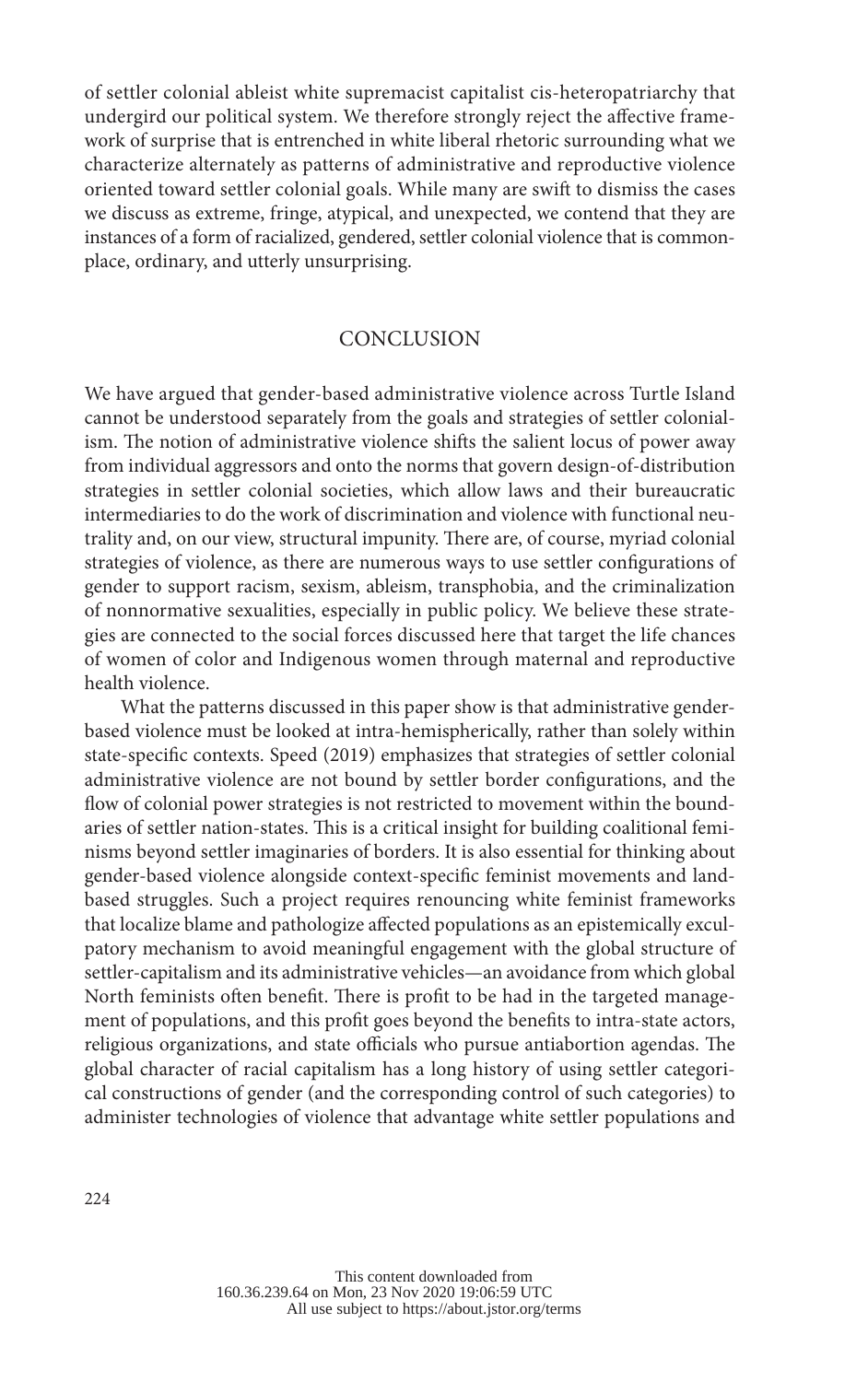of settler colonial ableist white supremacist capitalist cis-heteropatriarchy that undergird our political system. We therefore strongly reject the affective framework of surprise that is entrenched in white liberal rhetoric surrounding what we characterize alternately as patterns of administrative and reproductive violence oriented toward settler colonial goals. While many are swift to dismiss the cases we discuss as extreme, fringe, atypical, and unexpected, we contend that they are instances of a form of racialized, gendered, settler colonial violence that is commonplace, ordinary, and utterly unsurprising.

## CONCLUSION

We have argued that gender-based administrative violence across Turtle Island cannot be understood separately from the goals and strategies of settler colonialism. The notion of administrative violence shifts the salient locus of power away from individual aggressors and onto the norms that govern design-of-distribution strategies in settler colonial societies, which allow laws and their bureaucratic intermediaries to do the work of discrimination and violence with functional neutrality and, on our view, structural impunity. There are, of course, myriad colonial strategies of violence, as there are numerous ways to use settler configurations of gender to support racism, sexism, ableism, transphobia, and the criminalization of nonnormative sexualities, especially in public policy. We believe these strategies are connected to the social forces discussed here that target the life chances of women of color and Indigenous women through maternal and reproductive health violence.

What the patterns discussed in this paper show is that administrative gender-based violence must be looked at intra-hemispherically, rather than solely within state-specific contexts. Speed (2019) emphasizes that strategies of settler colonial administrative violence are not bound by settler border configurations, and the flow of colonial power strategies is not restricted to movement within the boundaries of settler nation-states. This is a critical insight for building coalitional feminisms beyond settler imaginaries of borders. It is also essential for thinking about gender-based violence alongside context-specific feminist movements and land-based struggles. Such a project requires renouncing white feminist frameworks that localize blame and pathologize affected populations as an epistemically exculpatory mechanism to avoid meaningful engagement with the global structure of settler-capitalism and its administrative vehicles—an avoidance from which global North feminists often benefit. There is profit to be had in the targeted management of populations, and this profit goes beyond the benefits to intra-state actors, religious organizations, and state officials who pursue antiabortion agendas. The global character of racial capitalism has a long history of using settler categorical constructions of gender (and the corresponding control of such categories) to administer technologies of violence that advantage white settler populations and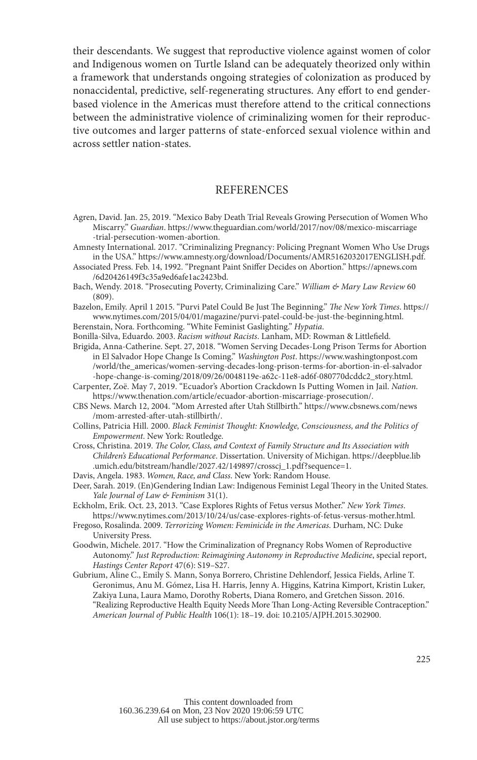their descendants. We suggest that reproductive violence against women of color and Indigenous women on Turtle Island can be adequately theorized only within a framework that understands ongoing strategies of colonization as produced by nonaccidental, predictive, self-regenerating structures. Any effort to end gender-based violence in the Americas must therefore attend to the critical connections between the administrative violence of criminalizing women for their reproductive outcomes and larger patterns of state-enforced sexual violence within and across settler nation-states.

## REFERENCES

Agren, David. Jan. 25, 2019. "Mexico Baby Death Trial Reveals Growing Persecution of Women Who Miscarry." *Guardian*. https://www.theguardian.com/world/2017/nov/08/mexico-miscarriage-trial-persecution-women-abortion.

Amnesty International. 2017. "Criminalizing Pregnancy: Policing Pregnant Women Who Use Drugs in the USA." https://www.amnesty.org/download/Documents/AMR5162032017ENGLISH.pdf.

Associated Press. Feb. 14, 1992. "Pregnant Paint Sniffer Decides on Abortion." https://apnews.com/6d20426149f3c35a9ed6afe1ac2423bd.

Bach, Wendy. 2018. "Prosecuting Poverty, Criminalizing Care." *William & Mary Law Review* 60 (809).

Bazelon, Emily. April 1 2015. "Purvi Patel Could Be Just The Beginning." *The New York Times*. https://www.nytimes.com/2015/04/01/magazine/purvi-patel-could-be-just-the-beginning.html.

Berenstain, Nora. Forthcoming. "White Feminist Gaslighting." *Hypatia*.

Bonilla-Silva, Eduardo. 2003. *Racism without Racists*. Lanham, MD: Rowman & Littlefield.

Brigida, Anna-Catherine. Sept. 27, 2018. "Women Serving Decades-Long Prison Terms for Abortion in El Salvador Hope Change Is Coming." *Washington Post*. https://www.washingtonpost.com/world/the_americas/women-serving-decades-long-prison-terms-for-abortion-in-el-salvador-hope-change-is-coming/2018/09/26/0048119e-a62c-11e8-ad6f-080770dcddc2_story.html.

Carpenter, Zoë. May 7, 2019. "Ecuador's Abortion Crackdown Is Putting Women in Jail. *Nation*. https://www.thenation.com/article/ecuador-abortion-miscarriage-prosecution/.

CBS News. March 12, 2004. "Mom Arrested after Utah Stillbirth." https://www.cbsnews.com/news/mom-arrested-after-utah-stillbirth/.

Collins, Patricia Hill. 2000. *Black Feminist Thought: Knowledge, Consciousness, and the Politics of Empowerment*. New York: Routledge.

Cross, Christina. 2019. *The Color, Class, and Context of Family Structure and Its Association with Children's Educational Performance*. Dissertation. University of Michigan. https://deepblue.lib.umich.edu/bitstream/handle/2027.42/149897/crosscj_1.pdf?sequence=1.

Davis, Angela. 1983. *Women, Race, and Class*. New York: Random House.

Deer, Sarah. 2019. (En)Gendering Indian Law: Indigenous Feminist Legal Theory in the United States. *Yale Journal of Law & Feminism* 31(1).

Eckholm, Erik. Oct. 23, 2013. "Case Explores Rights of Fetus versus Mother." *New York Times*. https://www.nytimes.com/2013/10/24/us/case-explores-rights-of-fetus-versus-mother.html.

Fregoso, Rosalinda. 2009. *Terrorizing Women: Feminicide in the Americas*. Durham, NC: Duke University Press.

Goodwin, Michele. 2017. "How the Criminalization of Pregnancy Robs Women of Reproductive Autonomy." *Just Reproduction: Reimagining Autonomy in Reproductive Medicine*, special report, *Hastings Center Report* 47(6): S19–S27.

Gubrium, Aline C., Emily S. Mann, Sonya Borrero, Christine Dehlendorf, Jessica Fields, Arline T. Geronimus, Anu M. Gómez, Lisa H. Harris, Jenny A. Higgins, Katrina Kimport, Kristin Luker, Zakiya Luna, Laura Mamo, Dorothy Roberts, Diana Romero, and Gretchen Sisson. 2016. "Realizing Reproductive Health Equity Needs More Than Long-Acting Reversible Contraception." *American Journal of Public Health* 106(1): 18–19. doi: 10.2105/AJPH.2015.302900.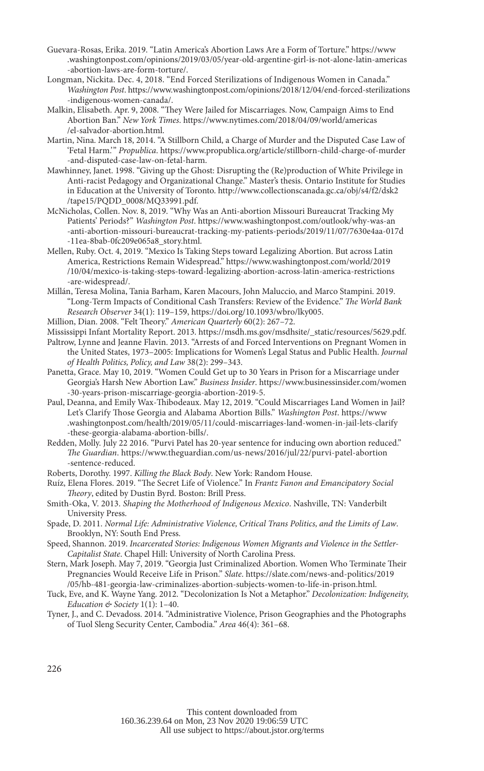Guevara-Rosas, Erika. 2019. "Latin America's Abortion Laws Are a Form of Torture." https://www.washingtonpost.com/opinions/2019/03/05/year-old-argentine-girl-is-not-alone-latin-americas-abortion-laws-are-form-torture/.

Longman, Nickita. Dec. 4, 2018. "End Forced Sterilizations of Indigenous Women in Canada." *Washington Post*. https://www.washingtonpost.com/opinions/2018/12/04/end-forced-sterilizations-indigenous-women-canada/.

Malkin, Elisabeth. Apr. 9, 2008. "They Were Jailed for Miscarriages. Now, Campaign Aims to End Abortion Ban." *New York Times*. https://www.nytimes.com/2018/04/09/world/americas/el-salvador-abortion.html.

Martin, Nina. March 18, 2014. "A Stillborn Child, a Charge of Murder and the Disputed Case Law of 'Fetal Harm.'" *Propublica*. https://www.propublica.org/article/stillborn-child-charge-of-murder-and-disputed-case-law-on-fetal-harm.

Mawhinney, Janet. 1998. "Giving up the Ghost: Disrupting the (Re)production of White Privilege in Anti-racist Pedagogy and Organizational Change." Master's thesis. Ontario Institute for Studies in Education at the University of Toronto. http://www.collectionscanada.gc.ca/obj/s4/f2/dsk2/tape15/PQDD_0008/MQ33991.pdf.

McNicholas, Collen. Nov. 8, 2019. "Why Was an Anti-abortion Missouri Bureaucrat Tracking My Patients' Periods?" *Washington Post*. https://www.washingtonpost.com/outlook/why-was-an-anti-abortion-missouri-bureaucrat-tracking-my-patients-periods/2019/11/07/7630e4aa-017d-11ea-8bab-0fc209e065a8_story.html.

Mellen, Ruby. Oct. 4, 2019. "Mexico Is Taking Steps toward Legalizing Abortion. But across Latin America, Restrictions Remain Widespread." https://www.washingtonpost.com/world/2019/10/04/mexico-is-taking-steps-toward-legalizing-abortion-across-latin-america-restrictions-are-widespread/.

Millán, Teresa Molina, Tania Barham, Karen Macours, John Maluccio, and Marco Stampini. 2019. "Long-Term Impacts of Conditional Cash Transfers: Review of the Evidence." *The World Bank Research Observer* 34(1): 119–159, https://doi.org/10.1093/wbro/lky005.

Million, Dian. 2008. "Felt Theory." *American Quarterly* 60(2): 267–72.

Mississippi Infant Mortality Report. 2013. https://msdh.ms.gov/msdhsite/_static/resources/5629.pdf.

Paltrow, Lynne and Jeanne Flavin. 2013. "Arrests of and Forced Interventions on Pregnant Women in the United States, 1973–2005: Implications for Women's Legal Status and Public Health. *Journal of Health Politics, Policy, and Law* 38(2): 299–343.

Panetta, Grace. May 10, 2019. "Women Could Get up to 30 Years in Prison for a Miscarriage under Georgia's Harsh New Abortion Law." *Business Insider*. https://www.businessinsider.com/women-30-years-prison-miscarriage-georgia-abortion-2019-5.

Paul, Deanna, and Emily Wax-Thibodeaux. May 12, 2019. "Could Miscarriages Land Women in Jail? Let's Clarify Those Georgia and Alabama Abortion Bills." *Washington Post*. https://www.washingtonpost.com/health/2019/05/11/could-miscarriages-land-women-in-jail-lets-clarify-these-georgia-alabama-abortion-bills/.

Redden, Molly. July 22 2016. "Purvi Patel has 20-year sentence for inducing own abortion reduced." *The Guardian*. https://www.theguardian.com/us-news/2016/jul/22/purvi-patel-abortion-sentence-reduced.

Roberts, Dorothy. 1997. *Killing the Black Body*. New York: Random House.

Ruíz, Elena Flores. 2019. "The Secret Life of Violence." In *Frantz Fanon and Emancipatory Social Theory*, edited by Dustin Byrd. Boston: Brill Press.

Smith-Oka, V. 2013. *Shaping the Motherhood of Indigenous Mexico*. Nashville, TN: Vanderbilt University Press.

Spade, D. 2011. *Normal Life: Administrative Violence, Critical Trans Politics, and the Limits of Law*. Brooklyn, NY: South End Press.

Speed, Shannon. 2019. *Incarcerated Stories: Indigenous Women Migrants and Violence in the Settler-Capitalist State*. Chapel Hill: University of North Carolina Press.

Stern, Mark Joseph. May 7, 2019. "Georgia Just Criminalized Abortion. Women Who Terminate Their Pregnancies Would Receive Life in Prison." *Slate*. https://slate.com/news-and-politics/2019/05/hb-481-georgia-law-criminalizes-abortion-subjects-women-to-life-in-prison.html.

Tuck, Eve, and K. Wayne Yang. 2012. "Decolonization Is Not a Metaphor." *Decolonization: Indigeneity, Education & Society* 1(1): 1–40.

Tyner, J., and C. Devadoss. 2014. "Administrative Violence, Prison Geographies and the Photographs of Tuol Sleng Security Center, Cambodia." *Area* 46(4): 361–68.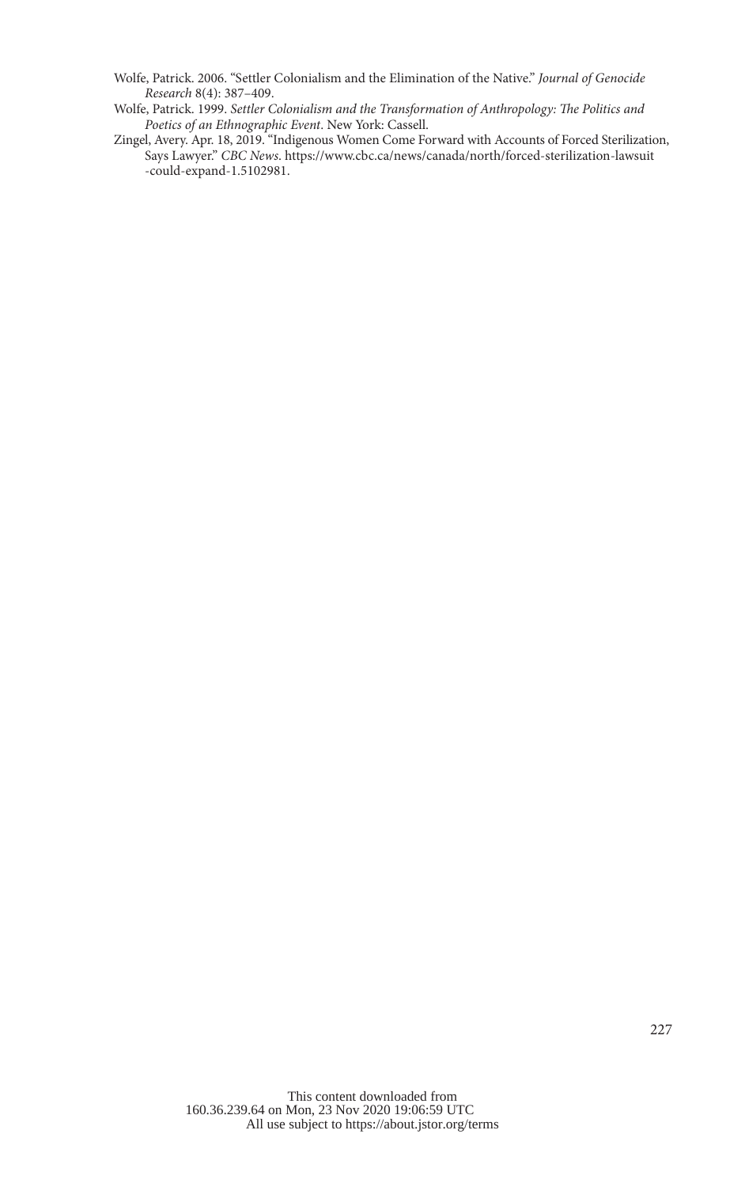Wolfe, Patrick. 2006. "Settler Colonialism and the Elimination of the Native." *Journal of Genocide Research* 8(4): 387–409.

Wolfe, Patrick. 1999. *Settler Colonialism and the Transformation of Anthropology: The Politics and Poetics of an Ethnographic Event*. New York: Cassell.

Zingel, Avery. Apr. 18, 2019. "Indigenous Women Come Forward with Accounts of Forced Sterilization, Says Lawyer." *CBC News*. https://www.cbc.ca/news/canada/north/forced-sterilization-lawsuit-could-expand-1.5102981.